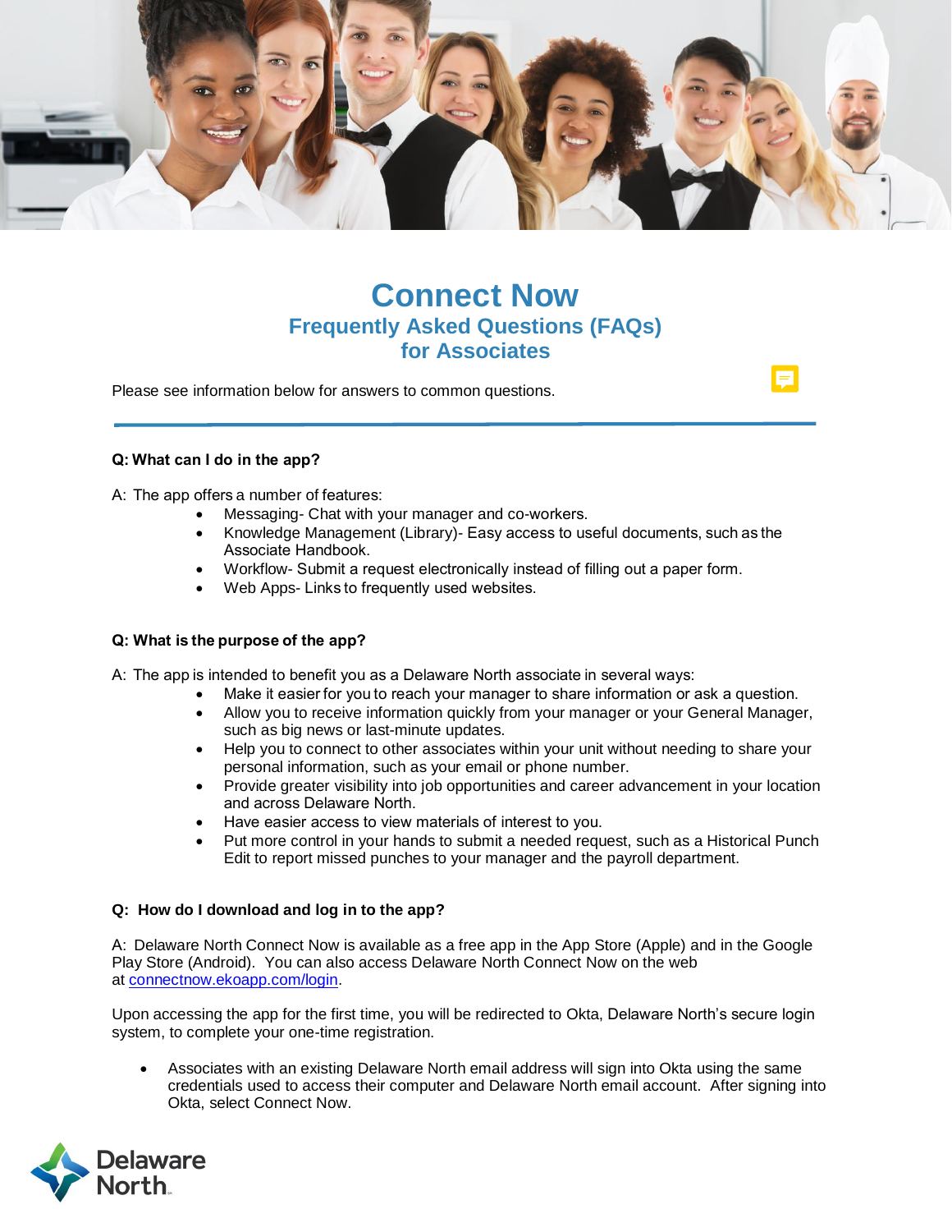# Connect Now

## Frequently Asked Questions (FAQs) for Associates

Please see information below for answers to common questions.

---

**Q: What can I do in the app?**

A: The app offers a number of features:

- Messaging- Chat with your manager and co-workers.
- Knowledge Management (Library)- Easy access to useful documents, such as the Associate Handbook.
- Workflow- Submit a request electronically instead of filling out a paper form.
- Web Apps- Links to frequently used websites.

**Q: What is the purpose of the app?**

A: The app is intended to benefit you as a Delaware North associate in several ways:

- Make it easier for you to reach your manager to share information or ask a question.
- Allow you to receive information quickly from your manager or your General Manager, such as big news or last-minute updates.
- Help you to connect to other associates within your unit without needing to share your personal information, such as your email or phone number.
- Provide greater visibility into job opportunities and career advancement in your location and across Delaware North.
- Have easier access to view materials of interest to you.
- Put more control in your hands to submit a needed request, such as a Historical Punch Edit to report missed punches to your manager and the payroll department.

**Q: How do I download and log in to the app?**

A: Delaware North Connect Now is available as a free app in the App Store (Apple) and in the Google Play Store (Android). You can also access Delaware North Connect Now on the web at [connectnow.ekoapp.com/login](connectnow.ekoapp.com/login).

Upon accessing the app for the first time, you will be redirected to Okta, Delaware North's secure login system, to complete your one-time registration.

- Associates with an existing Delaware North email address will sign into Okta using the same credentials used to access their computer and Delaware North email account. After signing into Okta, select Connect Now.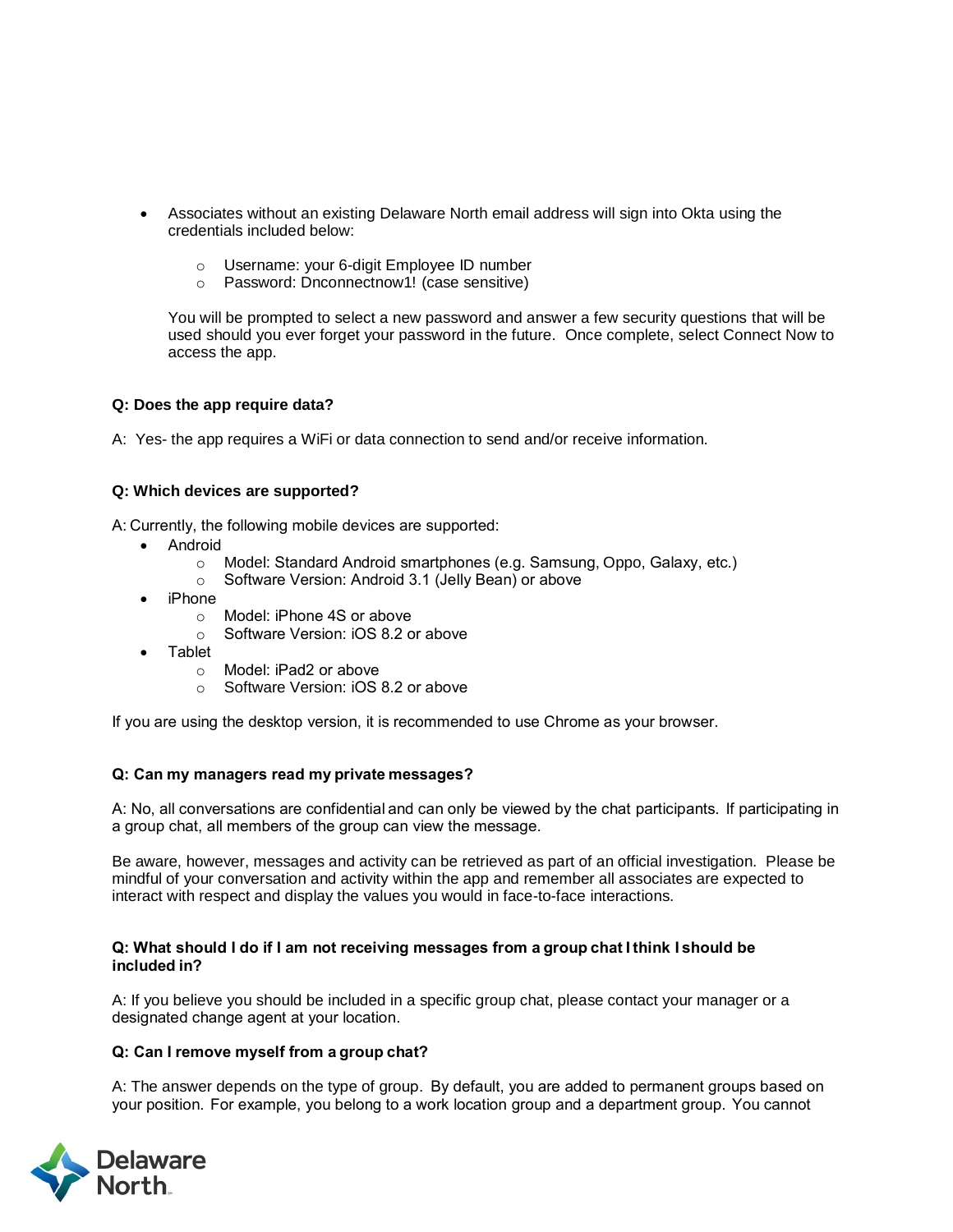- Associates without an existing Delaware North email address will sign into Okta using the credentials included below:
    - Username: your 6-digit Employee ID number
    - Password: Dnconnectnow1! (case sensitive)

  You will be prompted to select a new password and answer a few security questions that will be used should you ever forget your password in the future. Once complete, select Connect Now to access the app.

**Q: Does the app require data?**

A: Yes- the app requires a WiFi or data connection to send and/or receive information.

**Q: Which devices are supported?**

A: Currently, the following mobile devices are supported:

- Android
    - Model: Standard Android smartphones (e.g. Samsung, Oppo, Galaxy, etc.)
    - Software Version: Android 3.1 (Jelly Bean) or above
- iPhone
    - Model: iPhone 4S or above
    - Software Version: iOS 8.2 or above
- Tablet
    - Model: iPad2 or above
    - Software Version: iOS 8.2 or above

If you are using the desktop version, it is recommended to use Chrome as your browser.

**Q: Can my managers read my private messages?**

A: No, all conversations are confidential and can only be viewed by the chat participants. If participating in a group chat, all members of the group can view the message.

Be aware, however, messages and activity can be retrieved as part of an official investigation. Please be mindful of your conversation and activity within the app and remember all associates are expected to interact with respect and display the values you would in face-to-face interactions.

**Q: What should I do if I am not receiving messages from a group chat I think I should be included in?**

A: If you believe you should be included in a specific group chat, please contact your manager or a designated change agent at your location.

**Q: Can I remove myself from a group chat?**

A: The answer depends on the type of group. By default, you are added to permanent groups based on your position. For example, you belong to a work location group and a department group. You cannot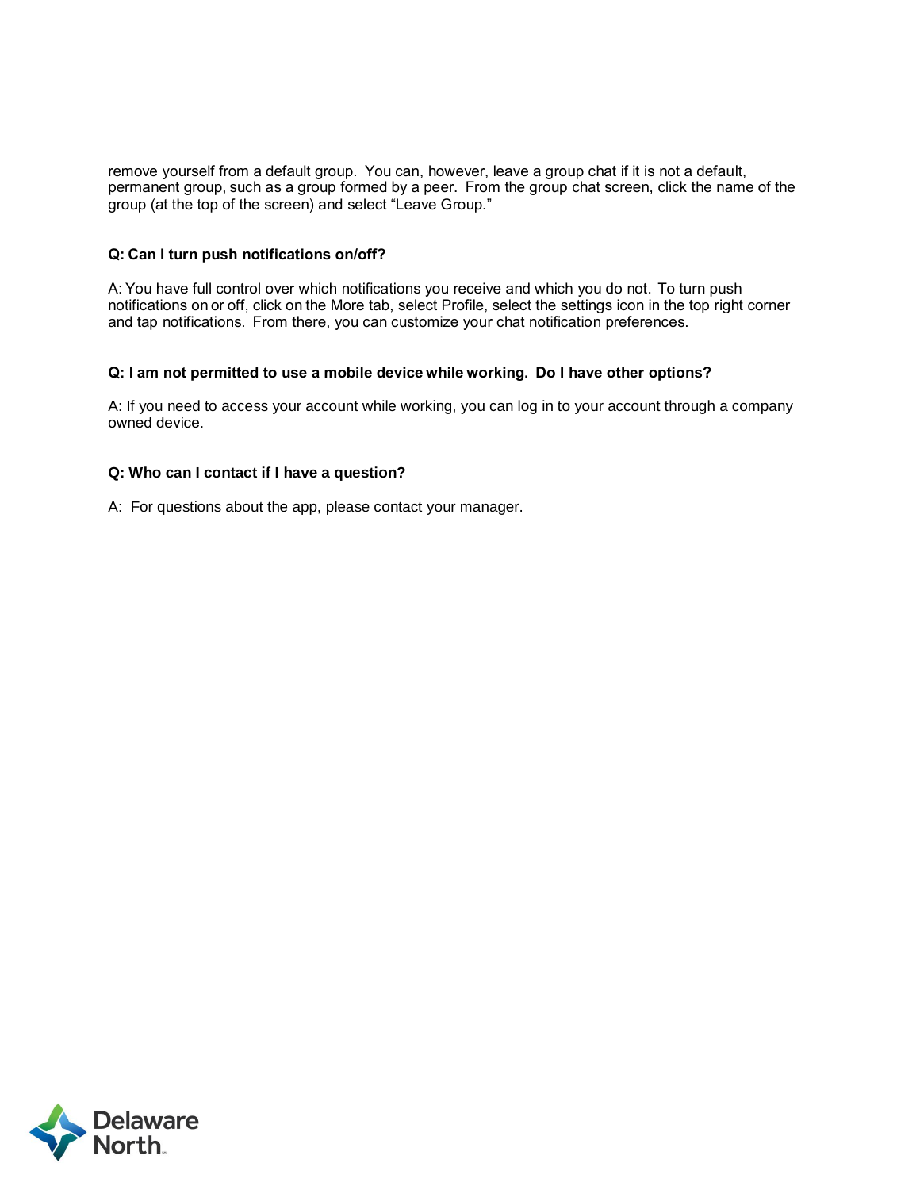remove yourself from a default group. You can, however, leave a group chat if it is not a default, permanent group, such as a group formed by a peer. From the group chat screen, click the name of the group (at the top of the screen) and select “Leave Group.”

**Q: Can I turn push notifications on/off?**

A: You have full control over which notifications you receive and which you do not. To turn push notifications on or off, click on the More tab, select Profile, select the settings icon in the top right corner and tap notifications. From there, you can customize your chat notification preferences.

**Q: I am not permitted to use a mobile device while working. Do I have other options?**

A: If you need to access your account while working, you can log in to your account through a company owned device.

**Q: Who can I contact if I have a question?**

A: For questions about the app, please contact your manager.